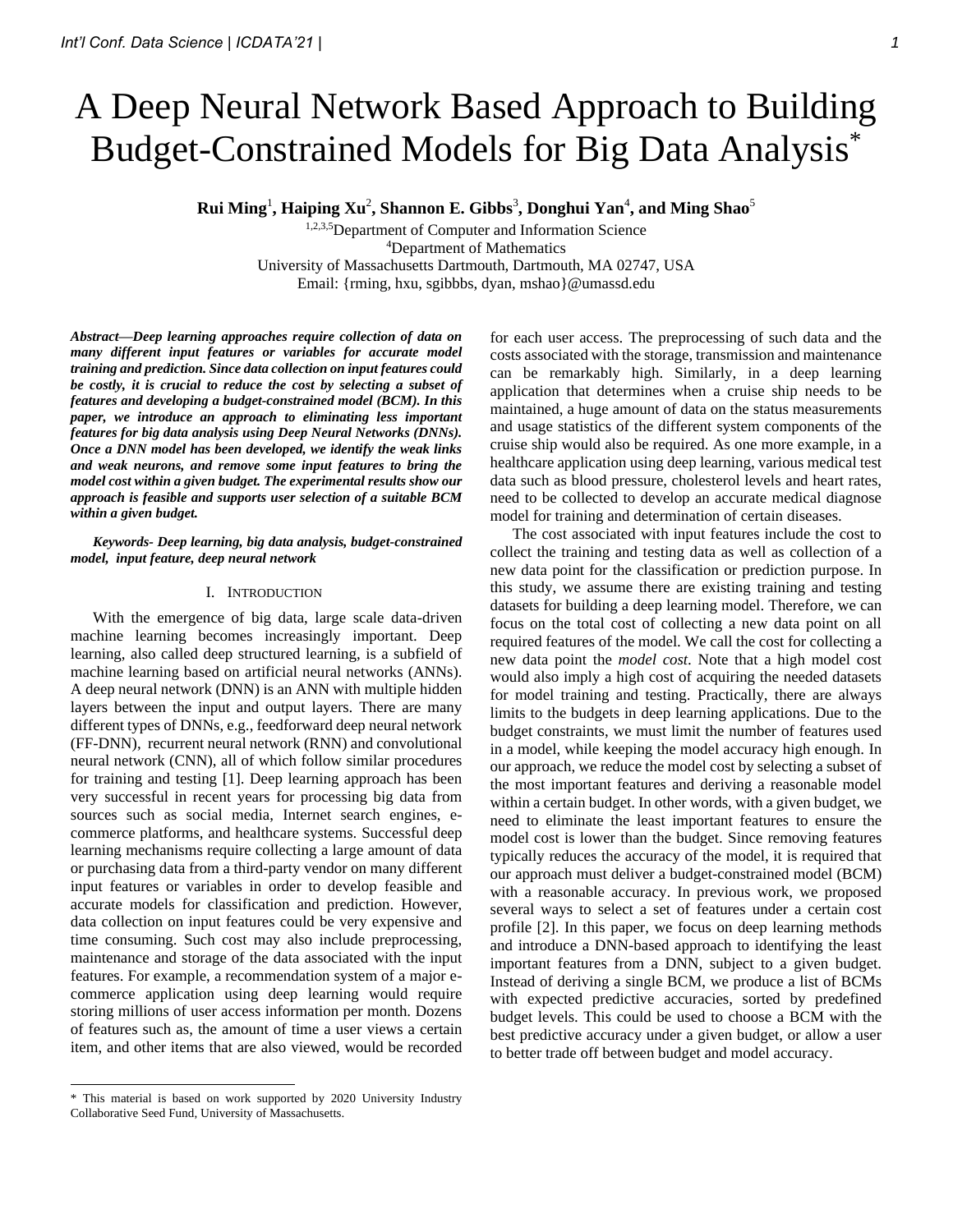# A Deep Neural Network Based Approach to Building Budget-Constrained Models for Big Data Analysis*

**Rui Ming**[1], **Haiping Xu**[2], **Shannon E. Gibbs**[3], **Donghui Yan**[4], **and Ming Shao**[5]

[1,2,3,5]Department of Computer and Information Science
[4]Department of Mathematics
University of Massachusetts Dartmouth, Dartmouth, MA 02747, USA
Email: {rming, hxu, sgibbbs, dyan, mshao}@umassd.edu

***Abstract*—*Deep learning approaches require collection of data on many different input features or variables for accurate model training and prediction. Since data collection on input features could be costly, it is crucial to reduce the cost by selecting a subset of features and developing a budget-constrained model (BCM). In this paper, we introduce an approach to eliminating less important features for big data analysis using Deep Neural Networks (DNNs). Once a DNN model has been developed, we identify the weak links and weak neurons, and remove some input features to bring the model cost within a given budget. The experimental results show our approach is feasible and supports user selection of a suitable BCM within a given budget.***

***Keywords- Deep learning, big data analysis, budget-constrained model, input feature, deep neural network***

## I. Introduction

With the emergence of big data, large scale data-driven machine learning becomes increasingly important. Deep learning, also called deep structured learning, is a subfield of machine learning based on artificial neural networks (ANNs). A deep neural network (DNN) is an ANN with multiple hidden layers between the input and output layers. There are many different types of DNNs, e.g., feedforward deep neural network (FF-DNN), recurrent neural network (RNN) and convolutional neural network (CNN), all of which follow similar procedures for training and testing [1]. Deep learning approach has been very successful in recent years for processing big data from sources such as social media, Internet search engines, e-commerce platforms, and healthcare systems. Successful deep learning mechanisms require collecting a large amount of data or purchasing data from a third-party vendor on many different input features or variables in order to develop feasible and accurate models for classification and prediction. However, data collection on input features could be very expensive and time consuming. Such cost may also include preprocessing, maintenance and storage of the data associated with the input features. For example, a recommendation system of a major e-commerce application using deep learning would require storing millions of user access information per month. Dozens of features such as, the amount of time a user views a certain item, and other items that are also viewed, would be recorded for each user access. The preprocessing of such data and the costs associated with the storage, transmission and maintenance can be remarkably high. Similarly, in a deep learning application that determines when a cruise ship needs to be maintained, a huge amount of data on the status measurements and usage statistics of the different system components of the cruise ship would also be required. As one more example, in a healthcare application using deep learning, various medical test data such as blood pressure, cholesterol levels and heart rates, need to be collected to develop an accurate medical diagnose model for training and determination of certain diseases.

The cost associated with input features include the cost to collect the training and testing data as well as collection of a new data point for the classification or prediction purpose. In this study, we assume there are existing training and testing datasets for building a deep learning model. Therefore, we can focus on the total cost of collecting a new data point on all required features of the model. We call the cost for collecting a new data point the *model cost*. Note that a high model cost would also imply a high cost of acquiring the needed datasets for model training and testing. Practically, there are always limits to the budgets in deep learning applications. Due to the budget constraints, we must limit the number of features used in a model, while keeping the model accuracy high enough. In our approach, we reduce the model cost by selecting a subset of the most important features and deriving a reasonable model within a certain budget. In other words, with a given budget, we need to eliminate the least important features to ensure the model cost is lower than the budget. Since removing features typically reduces the accuracy of the model, it is required that our approach must deliver a budget-constrained model (BCM) with a reasonable accuracy. In previous work, we proposed several ways to select a set of features under a certain cost profile [2]. In this paper, we focus on deep learning methods and introduce a DNN-based approach to identifying the least important features from a DNN, subject to a given budget. Instead of deriving a single BCM, we produce a list of BCMs with expected predictive accuracies, sorted by predefined budget levels. This could be used to choose a BCM with the best predictive accuracy under a given budget, or allow a user to better trade off between budget and model accuracy.

---

* This material is based on work supported by 2020 University Industry Collaborative Seed Fund, University of Massachusetts.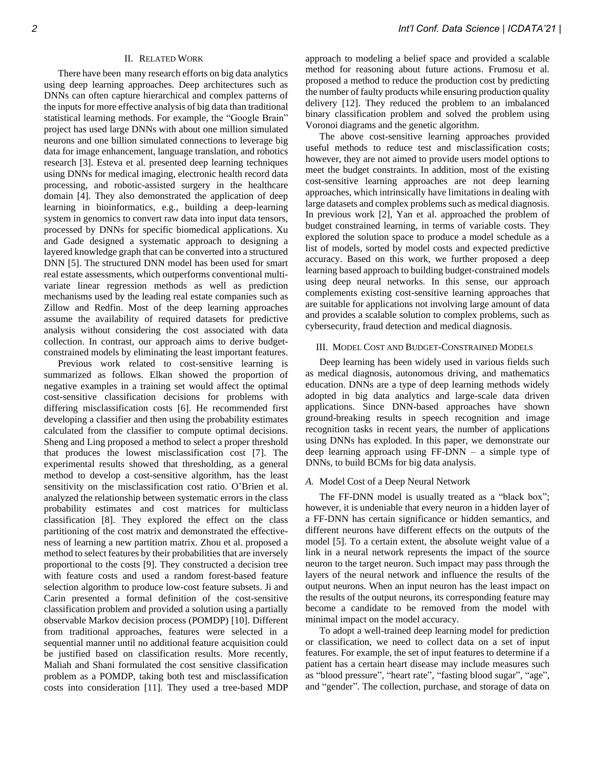## II. Related Work

There have been many research efforts on big data analytics using deep learning approaches. Deep architectures such as DNNs can often capture hierarchical and complex patterns of the inputs for more effective analysis of big data than traditional statistical learning methods. For example, the "Google Brain" project has used large DNNs with about one million simulated neurons and one billion simulated connections to leverage big data for image enhancement, language translation, and robotics research [3]. Esteva et al. presented deep learning techniques using DNNs for medical imaging, electronic health record data processing, and robotic-assisted surgery in the healthcare domain [4]. They also demonstrated the application of deep learning in bioinformatics, e.g., building a deep-learning system in genomics to convert raw data into input data tensors, processed by DNNs for specific biomedical applications. Xu and Gade designed a systematic approach to designing a layered knowledge graph that can be converted into a structured DNN [5]. The structured DNN model has been used for smart real estate assessments, which outperforms conventional multi-variate linear regression methods as well as prediction mechanisms used by the leading real estate companies such as Zillow and Redfin. Most of the deep learning approaches assume the availability of required datasets for predictive analysis without considering the cost associated with data collection. In contrast, our approach aims to derive budget-constrained models by eliminating the least important features.

Previous work related to cost-sensitive learning is summarized as follows. Elkan showed the proportion of negative examples in a training set would affect the optimal cost-sensitive classification decisions for problems with differing misclassification costs [6]. He recommended first developing a classifier and then using the probability estimates calculated from the classifier to compute optimal decisions. Sheng and Ling proposed a method to select a proper threshold that produces the lowest misclassification cost [7]. The experimental results showed that thresholding, as a general method to develop a cost-sensitive algorithm, has the least sensitivity on the misclassification cost ratio. O'Brien et al. analyzed the relationship between systematic errors in the class probability estimates and cost matrices for multiclass classification [8]. They explored the effect on the class partitioning of the cost matrix and demonstrated the effectiveness of learning a new partition matrix. Zhou et al. proposed a method to select features by their probabilities that are inversely proportional to the costs [9]. They constructed a decision tree with feature costs and used a random forest-based feature selection algorithm to produce low-cost feature subsets. Ji and Carin presented a formal definition of the cost-sensitive classification problem and provided a solution using a partially observable Markov decision process (POMDP) [10]. Different from traditional approaches, features were selected in a sequential manner until no additional feature acquisition could be justified based on classification results. More recently, Maliah and Shani formulated the cost sensitive classification problem as a POMDP, taking both test and misclassification costs into consideration [11]. They used a tree-based MDP approach to modeling a belief space and provided a scalable method for reasoning about future actions. Frumosu et al. proposed a method to reduce the production cost by predicting the number of faulty products while ensuring production quality delivery [12]. They reduced the problem to an imbalanced binary classification problem and solved the problem using Voronoi diagrams and the genetic algorithm.

The above cost-sensitive learning approaches provided useful methods to reduce test and misclassification costs; however, they are not aimed to provide users model options to meet the budget constraints. In addition, most of the existing cost-sensitive learning approaches are not deep learning approaches, which intrinsically have limitations in dealing with large datasets and complex problems such as medical diagnosis. In previous work [2], Yan et al. approached the problem of budget constrained learning, in terms of variable costs. They explored the solution space to produce a model schedule as a list of models, sorted by model costs and expected predictive accuracy. Based on this work, we further proposed a deep learning based approach to building budget-constrained models using deep neural networks. In this sense, our approach complements existing cost-sensitive learning approaches that are suitable for applications not involving large amount of data and provides a scalable solution to complex problems, such as cybersecurity, fraud detection and medical diagnosis.

## III. Model Cost and Budget-Constrained Models

Deep learning has been widely used in various fields such as medical diagnosis, autonomous driving, and mathematics education. DNNs are a type of deep learning methods widely adopted in big data analytics and large-scale data driven applications. Since DNN-based approaches have shown ground-breaking results in speech recognition and image recognition tasks in recent years, the number of applications using DNNs has exploded. In this paper, we demonstrate our deep learning approach using FF-DNN – a simple type of DNNs, to build BCMs for big data analysis.

### A. Model Cost of a Deep Neural Network

The FF-DNN model is usually treated as a "black box"; however, it is undeniable that every neuron in a hidden layer of a FF-DNN has certain significance or hidden semantics, and different neurons have different effects on the outputs of the model [5]. To a certain extent, the absolute weight value of a link in a neural network represents the impact of the source neuron to the target neuron. Such impact may pass through the layers of the neural network and influence the results of the output neurons. When an input neuron has the least impact on the results of the output neurons, its corresponding feature may become a candidate to be removed from the model with minimal impact on the model accuracy.

To adopt a well-trained deep learning model for prediction or classification, we need to collect data on a set of input features. For example, the set of input features to determine if a patient has a certain heart disease may include measures such as "blood pressure", "heart rate", "fasting blood sugar", "age", and "gender". The collection, purchase, and storage of data on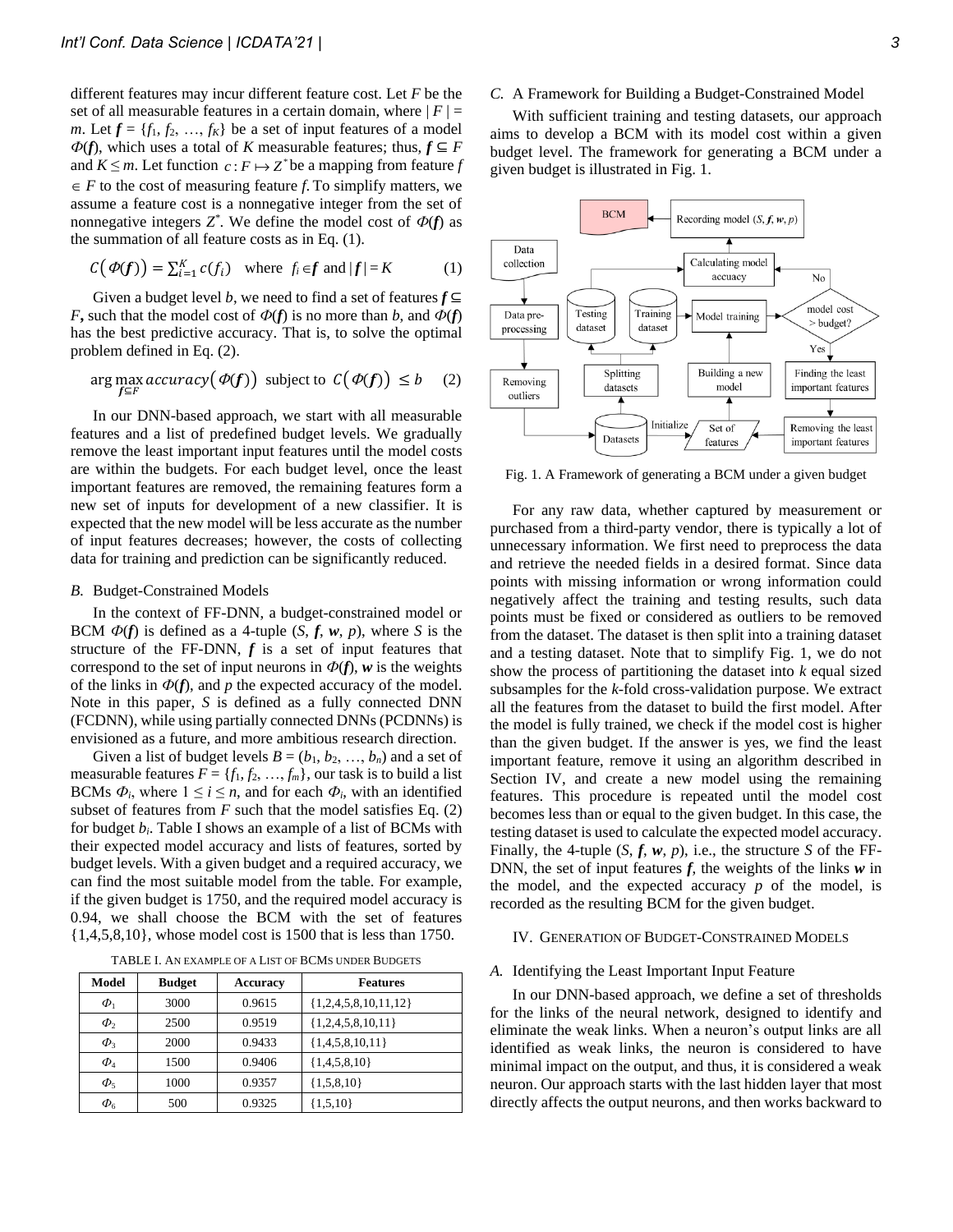different features may incur different feature cost. Let $F$ be the set of all measurable features in a certain domain, where $|F| = m$. Let $\boldsymbol{f} = \{f_1, f_2, \ldots, f_K\}$ be a set of input features of a model $\Phi(\boldsymbol{f})$, which uses a total of $K$ measurable features; thus, $\boldsymbol{f} \subseteq F$ and $K \leq m$. Let function $c: F \mapsto Z^*$ be a mapping from feature $f \in F$ to the cost of measuring feature $f$. To simplify matters, we assume a feature cost is a nonnegative integer from the set of nonnegative integers $Z^*$. We define the model cost of $\Phi(\boldsymbol{f})$ as the summation of all feature costs as in Eq. (1).

$$C\big(\Phi(\boldsymbol{f})\big) = \sum_{i=1}^{K} c(f_i) \quad \text{where } f_i \in \boldsymbol{f} \text{ and } |\boldsymbol{f}| = K \tag{1}$$

Given a budget level $b$, we need to find a set of features $\boldsymbol{f} \subseteq F$, such that the model cost of $\Phi(\boldsymbol{f})$ is no more than $b$, and $\Phi(\boldsymbol{f})$ has the best predictive accuracy. That is, to solve the optimal problem defined in Eq. (2).

$$\arg\max_{\boldsymbol{f} \subseteq F} accuracy\big(\Phi(\boldsymbol{f})\big) \text{ subject to } C\big(\Phi(\boldsymbol{f})\big) \leq b \tag{2}$$

In our DNN-based approach, we start with all measurable features and a list of predefined budget levels. We gradually remove the least important input features until the model costs are within the budgets. For each budget level, once the least important features are removed, the remaining features form a new set of inputs for development of a new classifier. It is expected that the new model will be less accurate as the number of input features decreases; however, the costs of collecting data for training and prediction can be significantly reduced.

### *B.* Budget-Constrained Models

In the context of FF-DNN, a budget-constrained model or BCM $\Phi(\boldsymbol{f})$ is defined as a 4-tuple $(S, \boldsymbol{f}, \boldsymbol{w}, p)$, where $S$ is the structure of the FF-DNN, $\boldsymbol{f}$ is a set of input features that correspond to the set of input neurons in $\Phi(\boldsymbol{f})$, $\boldsymbol{w}$ is the weights of the links in $\Phi(\boldsymbol{f})$, and $p$ the expected accuracy of the model. Note in this paper, $S$ is defined as a fully connected DNN (FCDNN), while using partially connected DNNs (PCDNNs) is envisioned as a future, and more ambitious research direction.

Given a list of budget levels $B = (b_1, b_2, \ldots, b_n)$ and a set of measurable features $F = \{f_1, f_2, \ldots, f_m\}$, our task is to build a list BCMs $\Phi_i$, where $1 \leq i \leq n$, and for each $\Phi_i$, with an identified subset of features from $F$ such that the model satisfies Eq. (2) for budget $b_i$. Table I shows an example of a list of BCMs with their expected model accuracy and lists of features, sorted by budget levels. With a given budget and a required accuracy, we can find the most suitable model from the table. For example, if the given budget is 1750, and the required model accuracy is 0.94, we shall choose the BCM with the set of features {1,4,5,8,10}, whose model cost is 1500 that is less than 1750.

TABLE I. An Example of a List of BCMs under Budgets

| Model | Budget | Accuracy | Features |
|---|---|---|---|
| $\Phi_1$ | 3000 | 0.9615 | {1,2,4,5,8,10,11,12} |
| $\Phi_2$ | 2500 | 0.9519 | {1,2,4,5,8,10,11} |
| $\Phi_3$ | 2000 | 0.9433 | {1,4,5,8,10,11} |
| $\Phi_4$ | 1500 | 0.9406 | {1,4,5,8,10} |
| $\Phi_5$ | 1000 | 0.9357 | {1,5,8,10} |
| $\Phi_6$ | 500 | 0.9325 | {1,5,10} |

### *C.* A Framework for Building a Budget-Constrained Model

With sufficient training and testing datasets, our approach aims to develop a BCM with its model cost within a given budget level. The framework for generating a BCM under a given budget is illustrated in Fig. 1.

Fig. 1. A Framework of generating a BCM under a given budget

For any raw data, whether captured by measurement or purchased from a third-party vendor, there is typically a lot of unnecessary information. We first need to preprocess the data and retrieve the needed fields in a desired format. Since data points with missing information or wrong information could negatively affect the training and testing results, such data points must be fixed or considered as outliers to be removed from the dataset. The dataset is then split into a training dataset and a testing dataset. Note that to simplify Fig. 1, we do not show the process of partitioning the dataset into $k$ equal sized subsamples for the $k$-fold cross-validation purpose. We extract all the features from the dataset to build the first model. After the model is fully trained, we check if the model cost is higher than the given budget. If the answer is yes, we find the least important feature, remove it using an algorithm described in Section IV, and create a new model using the remaining features. This procedure is repeated until the model cost becomes less than or equal to the given budget. In this case, the testing dataset is used to calculate the expected model accuracy. Finally, the 4-tuple $(S, \boldsymbol{f}, \boldsymbol{w}, p)$, i.e., the structure $S$ of the FF-DNN, the set of input features $\boldsymbol{f}$, the weights of the links $\boldsymbol{w}$ in the model, and the expected accuracy $p$ of the model, is recorded as the resulting BCM for the given budget.

## IV. Generation of Budget-Constrained Models

### *A.* Identifying the Least Important Input Feature

In our DNN-based approach, we define a set of thresholds for the links of the neural network, designed to identify and eliminate the weak links. When a neuron's output links are all identified as weak links, the neuron is considered to have minimal impact on the output, and thus, it is considered a weak neuron. Our approach starts with the last hidden layer that most directly affects the output neurons, and then works backward to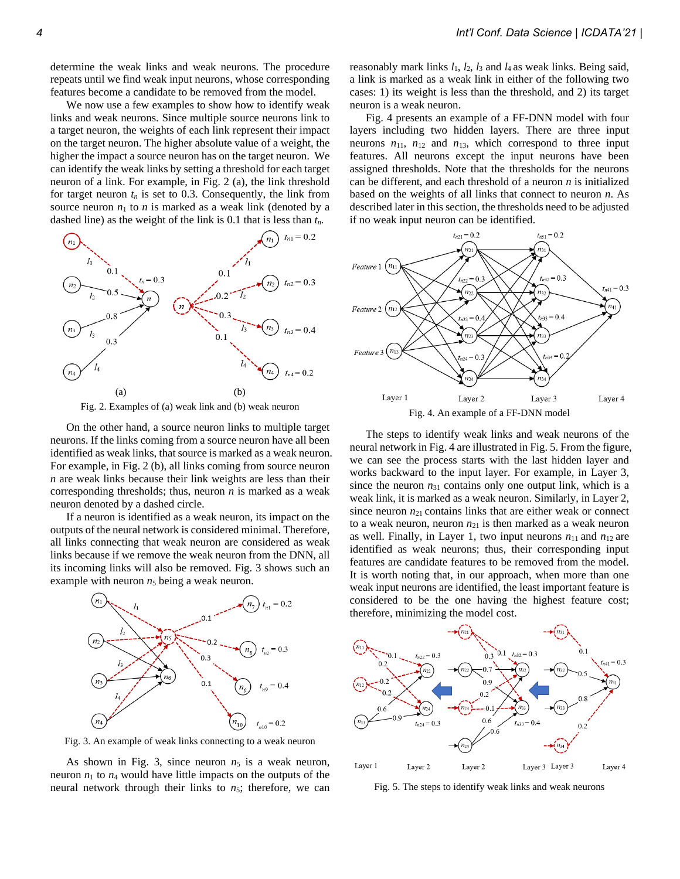determine the weak links and weak neurons. The procedure repeats until we find weak input neurons, whose corresponding features become a candidate to be removed from the model.

We now use a few examples to show how to identify weak links and weak neurons. Since multiple source neurons link to a target neuron, the weights of each link represent their impact on the target neuron. The higher absolute value of a weight, the higher the impact a source neuron has on the target neuron. We can identify the weak links by setting a threshold for each target neuron of a link. For example, in Fig. 2 (a), the link threshold for target neuron $t_n$ is set to 0.3. Consequently, the link from source neuron $n_1$ to $n$ is marked as a weak link (denoted by a dashed line) as the weight of the link is 0.1 that is less than $t_n$.

Fig. 2. Examples of (a) weak link and (b) weak neuron

On the other hand, a source neuron links to multiple target neurons. If the links coming from a source neuron have all been identified as weak links, that source is marked as a weak neuron. For example, in Fig. 2 (b), all links coming from source neuron $n$ are weak links because their link weights are less than their corresponding thresholds; thus, neuron $n$ is marked as a weak neuron denoted by a dashed circle.

If a neuron is identified as a weak neuron, its impact on the outputs of the neural network is considered minimal. Therefore, all links connecting that weak neuron are considered as weak links because if we remove the weak neuron from the DNN, all its incoming links will also be removed. Fig. 3 shows such an example with neuron $n_5$ being a weak neuron.

Fig. 3. An example of weak links connecting to a weak neuron

As shown in Fig. 3, since neuron $n_5$ is a weak neuron, neuron $n_1$ to $n_4$ would have little impacts on the outputs of the neural network through their links to $n_5$; therefore, we can reasonably mark links $l_1$, $l_2$, $l_3$ and $l_4$ as weak links. Being said, a link is marked as a weak link in either of the following two cases: 1) its weight is less than the threshold, and 2) its target neuron is a weak neuron.

Fig. 4 presents an example of a FF-DNN model with four layers including two hidden layers. There are three input neurons $n_{11}$, $n_{12}$ and $n_{13}$, which correspond to three input features. All neurons except the input neurons have been assigned thresholds. Note that the thresholds for the neurons can be different, and each threshold of a neuron $n$ is initialized based on the weights of all links that connect to neuron $n$. As described later in this section, the thresholds need to be adjusted if no weak input neuron can be identified.

Fig. 4. An example of a FF-DNN model

The steps to identify weak links and weak neurons of the neural network in Fig. 4 are illustrated in Fig. 5. From the figure, we can see the process starts with the last hidden layer and works backward to the input layer. For example, in Layer 3, since the neuron $n_{31}$ contains only one output link, which is a weak link, it is marked as a weak neuron. Similarly, in Layer 2, since neuron $n_{21}$ contains links that are either weak or connect to a weak neuron, neuron $n_{21}$ is then marked as a weak neuron as well. Finally, in Layer 1, two input neurons $n_{11}$ and $n_{12}$ are identified as weak neurons; thus, their corresponding input features are candidate features to be removed from the model. It is worth noting that, in our approach, when more than one weak input neurons are identified, the least important feature is considered to be the one having the highest feature cost; therefore, minimizing the model cost.

Fig. 5. The steps to identify weak links and weak neurons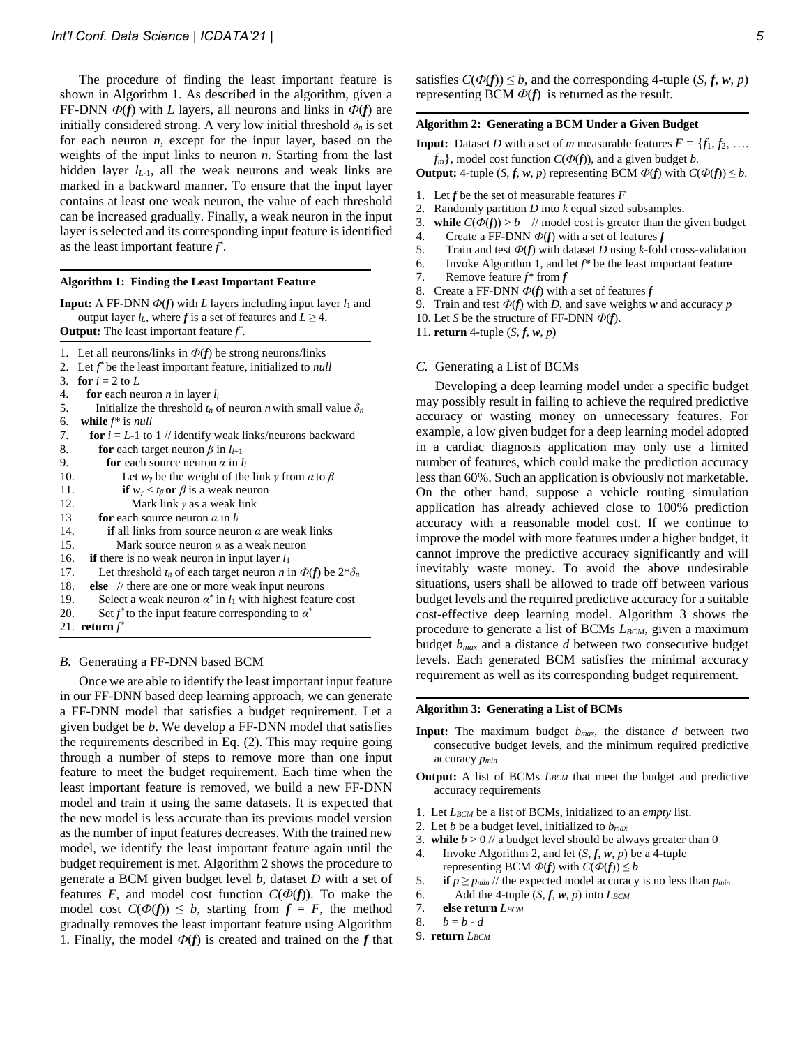The procedure of finding the least important feature is shown in Algorithm 1. As described in the algorithm, given a FF-DNN $\Phi(\boldsymbol{f})$ with $L$ layers, all neurons and links in $\Phi(\boldsymbol{f})$ are initially considered strong. A very low initial threshold $\delta_n$ is set for each neuron $n$, except for the input layer, based on the weights of the input links to neuron $n$. Starting from the last hidden layer $l_{L-1}$, all the weak neurons and weak links are marked in a backward manner. To ensure that the input layer contains at least one weak neuron, the value of each threshold can be increased gradually. Finally, a weak neuron in the input layer is selected and its corresponding input feature is identified as the least important feature $f^*$.

**Algorithm 1: Finding the Least Important Feature**

**Input:** A FF-DNN $\Phi(\boldsymbol{f})$ with $L$ layers including input layer $l_1$ and output layer $l_L$, where $\boldsymbol{f}$ is a set of features and $L \geq 4$.
**Output:** The least important feature $f^*$.

```
1.  Let all neurons/links in Φ(f) be strong neurons/links
2.  Let f* be the least important feature, initialized to null
3.  for i = 2 to L
4.    for each neuron n in layer l_i
5.      Initialize the threshold t_n of neuron n with small value δ_n
6.  while f* is null
7.    for i = L-1 to 1 // identify weak links/neurons backward
8.      for each target neuron β in l_{i+1}
9.        for each source neuron α in l_i
10.         Let w_γ be the weight of the link γ from α to β
11.         if w_γ < t_β or β is a weak neuron
12.           Mark link γ as a weak link
13      for each source neuron α in l_i
14.       if all links from source neuron α are weak links
15.         Mark source neuron α as a weak neuron
16.   if there is no weak neuron in input layer l_1
17.     Let threshold t_n of each target neuron n in Φ(f) be 2*δ_n
18.   else  // there are one or more weak input neurons
19.     Select a weak neuron α* in l_1 with highest feature cost
20.     Set f* to the input feature corresponding to α*
21. return f*
```

## *B.* Generating a FF-DNN based BCM

Once we are able to identify the least important input feature in our FF-DNN based deep learning approach, we can generate a FF-DNN model that satisfies a budget requirement. Let a given budget be $b$. We develop a FF-DNN model that satisfies the requirements described in Eq. (2). This may require going through a number of steps to remove more than one input feature to meet the budget requirement. Each time when the least important feature is removed, we build a new FF-DNN model and train it using the same datasets. It is expected that the new model is less accurate than its previous model version as the number of input features decreases. With the trained new model, we identify the least important feature again until the budget requirement is met. Algorithm 2 shows the procedure to generate a BCM given budget level $b$, dataset $D$ with a set of features $F$, and model cost function $C(\Phi(\boldsymbol{f}))$. To make the model cost $C(\Phi(\boldsymbol{f})) \leq b$, starting from $\boldsymbol{f} = F$, the method gradually removes the least important feature using Algorithm 1. Finally, the model $\Phi(\boldsymbol{f})$ is created and trained on the $\boldsymbol{f}$ that satisfies $C(\Phi(\boldsymbol{f})) \leq b$, and the corresponding 4-tuple $(S, \boldsymbol{f}, \boldsymbol{w}, p)$ representing BCM $\Phi(\boldsymbol{f})$ is returned as the result.

**Algorithm 2: Generating a BCM Under a Given Budget**

**Input:** Dataset $D$ with a set of $m$ measurable features $F = \{f_1, f_2, \ldots, f_m\}$, model cost function $C(\Phi(\boldsymbol{f}))$, and a given budget $b$.
**Output:** 4-tuple $(S, \boldsymbol{f}, \boldsymbol{w}, p)$ representing BCM $\Phi(\boldsymbol{f})$ with $C(\Phi(\boldsymbol{f})) \leq b$.

```
1.  Let f be the set of measurable features F
2.  Randomly partition D into k equal sized subsamples.
3.  while C(Φ(f)) > b   // model cost is greater than the given budget
4.    Create a FF-DNN Φ(f) with a set of features f
5.    Train and test Φ(f) with dataset D using k-fold cross-validation
6.    Invoke Algorithm 1, and let f* be the least important feature
7.    Remove feature f* from f
8.  Create a FF-DNN Φ(f) with a set of features f
9.  Train and test Φ(f) with D, and save weights w and accuracy p
10. Let S be the structure of FF-DNN Φ(f).
11. return 4-tuple (S, f, w, p)
```

## *C.* Generating a List of BCMs

Developing a deep learning model under a specific budget may possibly result in failing to achieve the required predictive accuracy or wasting money on unnecessary features. For example, a low given budget for a deep learning model adopted in a cardiac diagnosis application may only use a limited number of features, which could make the prediction accuracy less than 60%. Such an application is obviously not marketable. On the other hand, suppose a vehicle routing simulation application has already achieved close to 100% prediction accuracy with a reasonable model cost. If we continue to improve the model with more features under a higher budget, it cannot improve the predictive accuracy significantly and will inevitably waste money. To avoid the above undesirable situations, users shall be allowed to trade off between various budget levels and the required predictive accuracy for a suitable cost-effective deep learning model. Algorithm 3 shows the procedure to generate a list of BCMs $L_{BCM}$, given a maximum budget $b_{max}$ and a distance $d$ between two consecutive budget levels. Each generated BCM satisfies the minimal accuracy requirement as well as its corresponding budget requirement.

**Algorithm 3: Generating a List of BCMs**

**Input:** The maximum budget $b_{max}$, the distance $d$ between two consecutive budget levels, and the minimum required predictive accuracy $p_{min}$
**Output:** A list of BCMs $L_{BCM}$ that meet the budget and predictive accuracy requirements

```
1. Let L_BCM be a list of BCMs, initialized to an empty list.
2. Let b be a budget level, initialized to b_max
3. while b > 0 // a budget level should be always greater than 0
4.   Invoke Algorithm 2, and let (S, f, w, p) be a 4-tuple
     representing BCM Φ(f) with C(Φ(f)) ≤ b
5.   if p ≥ p_min // the expected model accuracy is no less than p_min
6.     Add the 4-tuple (S, f, w, p) into L_BCM
7.   else return L_BCM
8.   b = b - d
9. return L_BCM
```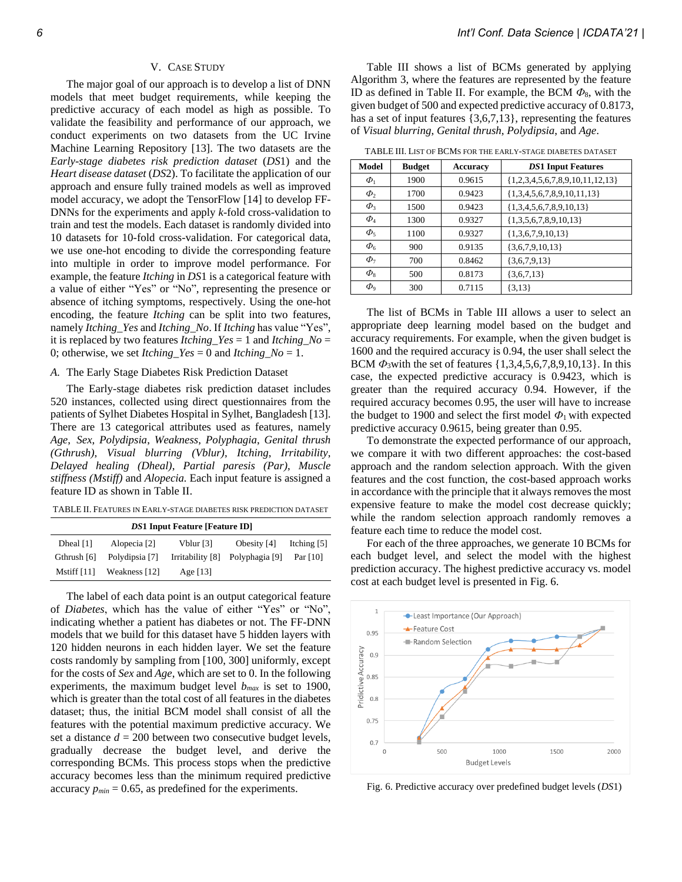## V. Case Study

The major goal of our approach is to develop a list of DNN models that meet budget requirements, while keeping the predictive accuracy of each model as high as possible. To validate the feasibility and performance of our approach, we conduct experiments on two datasets from the UC Irvine Machine Learning Repository [13]. The two datasets are the *Early-stage diabetes risk prediction dataset* (*DS*1) and the *Heart disease dataset* (*DS*2). To facilitate the application of our approach and ensure fully trained models as well as improved model accuracy, we adopt the TensorFlow [14] to develop FF-DNNs for the experiments and apply *k*-fold cross-validation to train and test the models. Each dataset is randomly divided into 10 datasets for 10-fold cross-validation. For categorical data, we use one-hot encoding to divide the corresponding feature into multiple in order to improve model performance. For example, the feature *Itching* in *DS*1 is a categorical feature with a value of either "Yes" or "No", representing the presence or absence of itching symptoms, respectively. Using the one-hot encoding, the feature *Itching* can be split into two features, namely *Itching_Yes* and *Itching_No*. If *Itching* has value "Yes", it is replaced by two features *Itching_Yes* = 1 and *Itching_No* = 0; otherwise, we set *Itching_Yes* = 0 and *Itching_No* = 1.

### A. The Early Stage Diabetes Risk Prediction Dataset

The Early-stage diabetes risk prediction dataset includes 520 instances, collected using direct questionnaires from the patients of Sylhet Diabetes Hospital in Sylhet, Bangladesh [13]. There are 13 categorical attributes used as features, namely *Age*, *Sex*, *Polydipsia*, *Weakness*, *Polyphagia*, *Genital thrush (Gthrush)*, *Visual blurring (Vblur)*, *Itching*, *Irritability*, *Delayed healing (Dheal)*, *Partial paresis (Par)*, *Muscle stiffness (Mstiff)* and *Alopecia*. Each input feature is assigned a feature ID as shown in Table II.

TABLE II. Features in Early-stage diabetes risk prediction dataset

| ***DS*1 Input Feature [Feature ID]** | | | | |
|---|---|---|---|---|
| Dheal [1] | Alopecia [2] | Vblur [3] | Obesity [4] | Itching [5] |
| Gthrush [6] | Polydipsia [7] | Irritability [8] | Polyphagia [9] | Par [10] |
| Mstiff [11] | Weakness [12] | Age [13] | | |

The label of each data point is an output categorical feature of *Diabetes*, which has the value of either "Yes" or "No", indicating whether a patient has diabetes or not. The FF-DNN models that we build for this dataset have 5 hidden layers with 120 hidden neurons in each hidden layer. We set the feature costs randomly by sampling from [100, 300] uniformly, except for the costs of *Sex* and *Age*, which are set to 0. In the following experiments, the maximum budget level $b_{max}$ is set to 1900, which is greater than the total cost of all features in the diabetes dataset; thus, the initial BCM model shall consist of all the features with the potential maximum predictive accuracy. We set a distance $d$ = 200 between two consecutive budget levels, gradually decrease the budget level, and derive the corresponding BCMs. This process stops when the predictive accuracy becomes less than the minimum required predictive accuracy $p_{min}$ = 0.65, as predefined for the experiments.

Table III shows a list of BCMs generated by applying Algorithm 3, where the features are represented by the feature ID as defined in Table II. For example, the BCM $\Phi_8$, with the given budget of 500 and expected predictive accuracy of 0.8173, has a set of input features {3,6,7,13}, representing the features of *Visual blurring*, *Genital thrush*, *Polydipsia*, and *Age*.

TABLE III. List of BCMs for the early-stage diabetes dataset

| Model | Budget | Accuracy | *DS*1 Input Features |
|---|---|---|---|
| $\Phi_1$ | 1900 | 0.9615 | {1,2,3,4,5,6,7,8,9,10,11,12,13} |
| $\Phi_2$ | 1700 | 0.9423 | {1,3,4,5,6,7,8,9,10,11,13} |
| $\Phi_3$ | 1500 | 0.9423 | {1,3,4,5,6,7,8,9,10,13} |
| $\Phi_4$ | 1300 | 0.9327 | {1,3,5,6,7,8,9,10,13} |
| $\Phi_5$ | 1100 | 0.9327 | {1,3,6,7,9,10,13} |
| $\Phi_6$ | 900 | 0.9135 | {3,6,7,9,10,13} |
| $\Phi_7$ | 700 | 0.8462 | {3,6,7,9,13} |
| $\Phi_8$ | 500 | 0.8173 | {3,6,7,13} |
| $\Phi_9$ | 300 | 0.7115 | {3,13} |

The list of BCMs in Table III allows a user to select an appropriate deep learning model based on the budget and accuracy requirements. For example, when the given budget is 1600 and the required accuracy is 0.94, the user shall select the BCM $\Phi_3$ with the set of features {1,3,4,5,6,7,8,9,10,13}. In this case, the expected predictive accuracy is 0.9423, which is greater than the required accuracy 0.94. However, if the required accuracy becomes 0.95, the user will have to increase the budget to 1900 and select the first model $\Phi_1$ with expected predictive accuracy 0.9615, being greater than 0.95.

To demonstrate the expected performance of our approach, we compare it with two different approaches: the cost-based approach and the random selection approach. With the given features and the cost function, the cost-based approach works in accordance with the principle that it always removes the most expensive feature to make the model cost decrease quickly; while the random selection approach randomly removes a feature each time to reduce the model cost.

For each of the three approaches, we generate 10 BCMs for each budget level, and select the model with the highest prediction accuracy. The highest predictive accuracy vs. model cost at each budget level is presented in Fig. 6.

Fig. 6. Predictive accuracy over predefined budget levels (*DS*1)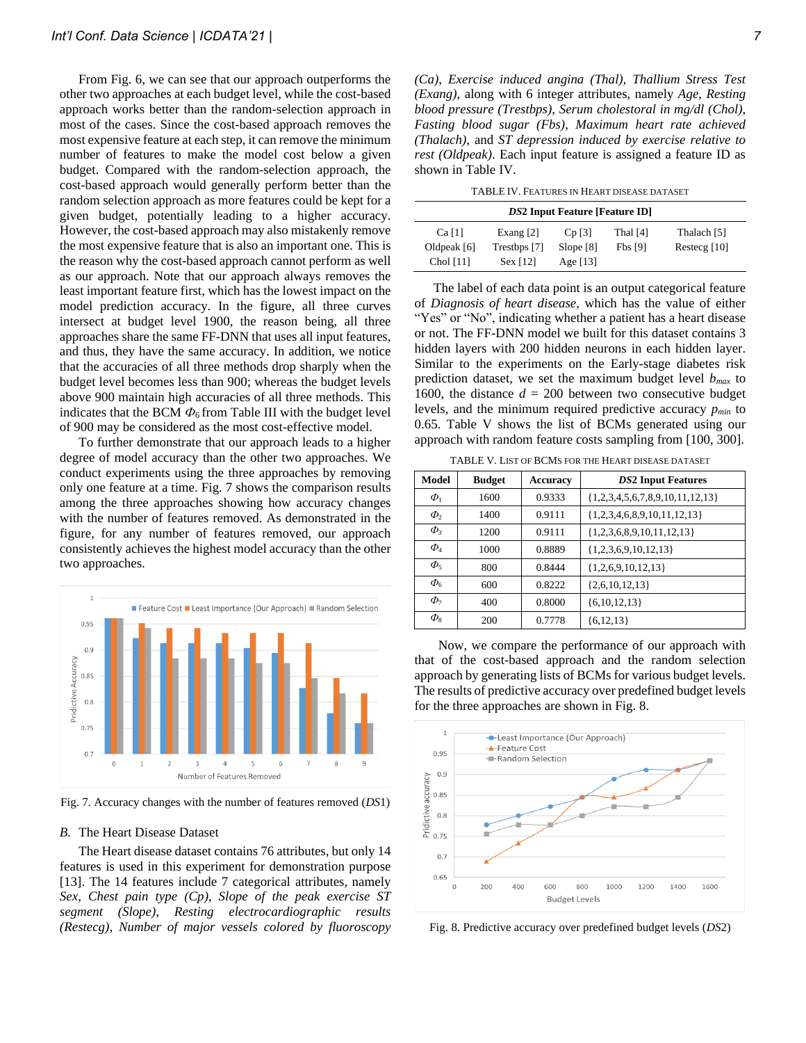From Fig. 6, we can see that our approach outperforms the other two approaches at each budget level, while the cost-based approach works better than the random-selection approach in most of the cases. Since the cost-based approach removes the most expensive feature at each step, it can remove the minimum number of features to make the model cost below a given budget. Compared with the random-selection approach, the cost-based approach would generally perform better than the random selection approach as more features could be kept for a given budget, potentially leading to a higher accuracy. However, the cost-based approach may also mistakenly remove the most expensive feature that is also an important one. This is the reason why the cost-based approach cannot perform as well as our approach. Note that our approach always removes the least important feature first, which has the lowest impact on the model prediction accuracy. In the figure, all three curves intersect at budget level 1900, the reason being, all three approaches share the same FF-DNN that uses all input features, and thus, they have the same accuracy. In addition, we notice that the accuracies of all three methods drop sharply when the budget level becomes less than 900; whereas the budget levels above 900 maintain high accuracies of all three methods. This indicates that the BCM $\Phi_6$ from Table III with the budget level of 900 may be considered as the most cost-effective model.

To further demonstrate that our approach leads to a higher degree of model accuracy than the other two approaches. We conduct experiments using the three approaches by removing only one feature at a time. Fig. 7 shows the comparison results among the three approaches showing how accuracy changes with the number of features removed. As demonstrated in the figure, for any number of features removed, our approach consistently achieves the highest model accuracy than the other two approaches.

Fig. 7. Accuracy changes with the number of features removed (*DS*1)

## B. The Heart Disease Dataset

The Heart disease dataset contains 76 attributes, but only 14 features is used in this experiment for demonstration purpose [13]. The 14 features include 7 categorical attributes, namely *Sex*, *Chest pain type (Cp)*, *Slope of the peak exercise ST segment (Slope)*, *Resting electrocardiographic results (Restecg)*, *Number of major vessels colored by fluoroscopy (Ca)*, *Exercise induced angina (Thal)*, *Thallium Stress Test (Exang)*, along with 6 integer attributes, namely *Age*, *Resting blood pressure (Trestbps)*, *Serum cholestoral in mg/dl (Chol)*, *Fasting blood sugar (Fbs)*, *Maximum heart rate achieved (Thalach)*, and *ST depression induced by exercise relative to rest (Oldpeak)*. Each input feature is assigned a feature ID as shown in Table IV.

TABLE IV. FEATURES IN HEART DISEASE DATASET

| ***DS*2 Input Feature [Feature ID]** | | | | |
|---|---|---|---|---|
| Ca [1] | Exang [2] | Cp [3] | Thal [4] | Thalach [5] |
| Oldpeak [6] | Trestbps [7] | Slope [8] | Fbs [9] | Restecg [10] |
| Chol [11] | Sex [12] | Age [13] | | |

The label of each data point is an output categorical feature of *Diagnosis of heart disease*, which has the value of either "Yes" or "No", indicating whether a patient has a heart disease or not. The FF-DNN model we built for this dataset contains 3 hidden layers with 200 hidden neurons in each hidden layer. Similar to the experiments on the Early-stage diabetes risk prediction dataset, we set the maximum budget level $b_{max}$ to 1600, the distance $d$ = 200 between two consecutive budget levels, and the minimum required predictive accuracy $p_{min}$ to 0.65. Table V shows the list of BCMs generated using our approach with random feature costs sampling from [100, 300].

TABLE V. LIST OF BCMS FOR THE HEART DISEASE DATASET

| Model | Budget | Accuracy | *DS2* Input Features |
|---|---|---|---|
| $\Phi_1$ | 1600 | 0.9333 | {1,2,3,4,5,6,7,8,9,10,11,12,13} |
| $\Phi_2$ | 1400 | 0.9111 | {1,2,3,4,6,8,9,10,11,12,13} |
| $\Phi_3$ | 1200 | 0.9111 | {1,2,3,6,8,9,10,11,12,13} |
| $\Phi_4$ | 1000 | 0.8889 | {1,2,3,6,9,10,12,13} |
| $\Phi_5$ | 800 | 0.8444 | {1,2,6,9,10,12,13} |
| $\Phi_6$ | 600 | 0.8222 | {2,6,10,12,13} |
| $\Phi_7$ | 400 | 0.8000 | {6,10,12,13} |
| $\Phi_8$ | 200 | 0.7778 | {6,12,13} |

Now, we compare the performance of our approach with that of the cost-based approach and the random selection approach by generating lists of BCMs for various budget levels. The results of predictive accuracy over predefined budget levels for the three approaches are shown in Fig. 8.

Fig. 8. Predictive accuracy over predefined budget levels (*DS*2)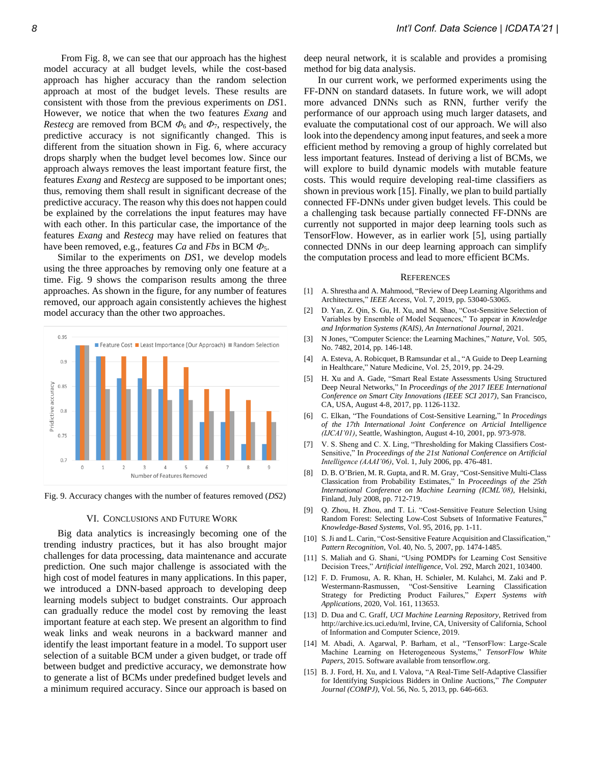From Fig. 8, we can see that our approach has the highest model accuracy at all budget levels, while the cost-based approach has higher accuracy than the random selection approach at most of the budget levels. These results are consistent with those from the previous experiments on *DS*1. However, we notice that when the two features *Exang* and *Restecg* are removed from BCM $\Phi_6$ and $\Phi_7$, respectively, the predictive accuracy is not significantly changed. This is different from the situation shown in Fig. 6, where accuracy drops sharply when the budget level becomes low. Since our approach always removes the least important feature first, the features *Exang* and *Restecg* are supposed to be important ones; thus, removing them shall result in significant decrease of the predictive accuracy. The reason why this does not happen could be explained by the correlations the input features may have with each other. In this particular case, the importance of the features *Exang* and *Restecg* may have relied on features that have been removed, e.g., features *Ca* and *Fbs* in BCM $\Phi_5$.

Similar to the experiments on *DS*1, we develop models using the three approaches by removing only one feature at a time. Fig. 9 shows the comparison results among the three approaches. As shown in the figure, for any number of features removed, our approach again consistently achieves the highest model accuracy than the other two approaches.

Feature Cost
Least Importance (Our Approach)
Random Selection
Pridictive accuracy
0.95
0.9
0.85
0.8
0.75
0.7
0 1 2 3 4 5 6 7 8 9
Number of Features Removed

Fig. 9. Accuracy changes with the number of features removed (*DS*2)

## VI. Conclusions and Future Work

Big data analytics is increasingly becoming one of the trending industry practices, but it has also brought major challenges for data processing, data maintenance and accurate prediction. One such major challenge is associated with the high cost of model features in many applications. In this paper, we introduced a DNN-based approach to developing deep learning models subject to budget constraints. Our approach can gradually reduce the model cost by removing the least important feature at each step. We present an algorithm to find weak links and weak neurons in a backward manner and identify the least important feature in a model. To support user selection of a suitable BCM under a given budget, or trade off between budget and predictive accuracy, we demonstrate how to generate a list of BCMs under predefined budget levels and a minimum required accuracy. Since our approach is based on deep neural network, it is scalable and provides a promising method for big data analysis.

In our current work, we performed experiments using the FF-DNN on standard datasets. In future work, we will adopt more advanced DNNs such as RNN, further verify the performance of our approach using much larger datasets, and evaluate the computational cost of our approach. We will also look into the dependency among input features, and seek a more efficient method by removing a group of highly correlated but less important features. Instead of deriving a list of BCMs, we will explore to build dynamic models with mutable feature costs. This would require developing real-time classifiers as shown in previous work [15]. Finally, we plan to build partially connected FF-DNNs under given budget levels. This could be a challenging task because partially connected FF-DNNs are currently not supported in major deep learning tools such as TensorFlow. However, as in earlier work [5], using partially connected DNNs in our deep learning approach can simplify the computation process and lead to more efficient BCMs.

## References

[1] A. Shrestha and A. Mahmood, "Review of Deep Learning Algorithms and Architectures," *IEEE Access*, Vol. 7, 2019, pp. 53040-53065.

[2] D. Yan, Z. Qin, S. Gu, H. Xu, and M. Shao, "Cost-Sensitive Selection of Variables by Ensemble of Model Sequences," To appear in *Knowledge and Information Systems (KAIS), An International Journal*, 2021.

[3] N Jones, "Computer Science: the Learning Machines," *Nature*, Vol. 505, No. 7482, 2014, pp. 146-148.

[4] A. Esteva, A. Robicquet, B Ramsundar et al., "A Guide to Deep Learning in Healthcare," Nature Medicine, Vol. 25, 2019, pp. 24-29.

[5] H. Xu and A. Gade, "Smart Real Estate Assessments Using Structured Deep Neural Networks," In *Proceedings of the 2017 IEEE International Conference on Smart City Innovations (IEEE SCI 2017)*, San Francisco, CA, USA, August 4-8, 2017, pp. 1126-1132.

[6] C. Elkan, "The Foundations of Cost-Sensitive Learning," In *Procedings of the 17th International Joint Conference on Articial Intelligence (IJCAI'01)*, Seattle, Washington, August 4-10, 2001, pp. 973-978.

[7] V. S. Sheng and C. X. Ling, "Thresholding for Making Classifiers Cost-Sensitive," In *Proceedings of the 21st National Conference on Artificial Intelligence (AAAI'06)*, Vol. 1, July 2006, pp. 476-481.

[8] D. B. O'Brien, M. R. Gupta, and R. M. Gray, "Cost-Sensitive Multi-Class Classication from Probability Estimates," In *Proceedings of the 25th International Conference on Machine Learning (ICML'08)*, Helsinki, Finland, July 2008, pp. 712-719.

[9] Q. Zhou, H. Zhou, and T. Li. "Cost-Sensitive Feature Selection Using Random Forest: Selecting Low-Cost Subsets of Informative Features," *Knowledge-Based Systems*, Vol. 95, 2016, pp. 1-11.

[10] S. Ji and L. Carin, "Cost-Sensitive Feature Acquisition and Classification," *Pattern Recognition*, Vol. 40, No. 5, 2007, pp. 1474-1485.

[11] S. Maliah and G. Shani, "Using POMDPs for Learning Cost Sensitive Decision Trees," *Artificial intelligence*, Vol. 292, March 2021, 103400.

[12] F. D. Frumosu, A. R. Khan, H. Schiøler, M. Kulahci, M. Zaki and P. Westermann-Rasmussen, "Cost-Sensitive Learning Classification Strategy for Predicting Product Failures," *Expert Systems with Applications*, 2020, Vol. 161, 113653.

[13] D. Dua and C. Graff, *UCI Machine Learning Repository*, Retrived from http://archive.ics.uci.edu/ml, Irvine, CA, University of California, School of Information and Computer Science, 2019.

[14] M. Abadi, A. Agarwal, P. Barham, et al., "TensorFlow: Large-Scale Machine Learning on Heterogeneous Systems," *TensorFlow White Papers*, 2015. Software available from tensorflow.org.

[15] B. J. Ford, H. Xu, and I. Valova, "A Real-Time Self-Adaptive Classifier for Identifying Suspicious Bidders in Online Auctions," *The Computer Journal (COMPJ)*, Vol. 56, No. 5, 2013, pp. 646-663.